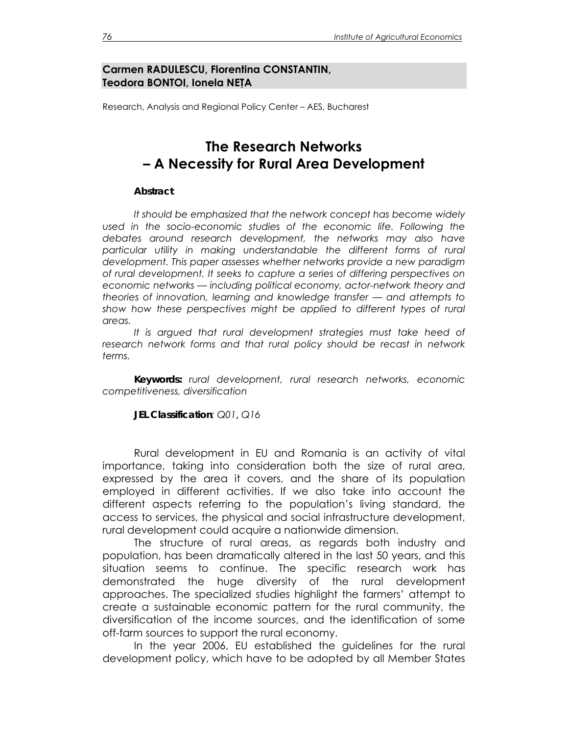**Carmen RADULESCU, Florentina CONSTANTIN, Teodora BONTOI, Ionela NEȚA**

Research, Analysis and Regional Policy Center – AES, Bucharest

# The Research Networks – A Necessity for Rural Area Development

**Abstract**

*It should be emphasized that the network concept has become widely used in the socio-economic studies of the economic life. Following the debates around research development, the networks may also have particular utility in making understandable the different forms of rural development. This paper assesses whether networks provide a new paradigm of rural development. It seeks to capture a series of differing perspectives on economic networks — including political economy, actor-network theory and theories of innovation, learning and knowledge transfer — and attempts to show how these perspectives might be applied to different types of rural areas.*

*It is argued that rural development strategies must take heed of research network forms and that rural policy should be recast in network terms.*

**Keywords:** *rural development, rural research networks, economic competitiveness, diversification*

**JEL Classification**: *Q01*, *Q16*

Rural development in EU and Romania is an activity of vital importance, taking into consideration both the size of rural area, expressed by the area it covers, and the share of its population employed in different activities. If we also take into account the different aspects referring to the population's living standard, the access to services, the physical and social infrastructure development, rural development could acquire a nationwide dimension.

The structure of rural areas, as regards both industry and population, has been dramatically altered in the last 50 years, and this situation seems to continue. The specific research work has demonstrated the huge diversity of the rural development approaches. The specialized studies highlight the farmers' attempt to create a sustainable economic pattern for the rural community, the diversification of the income sources, and the identification of some off-farm sources to support the rural economy.

In the year 2006, EU established the guidelines for the rural development policy, which have to be adopted by all Member States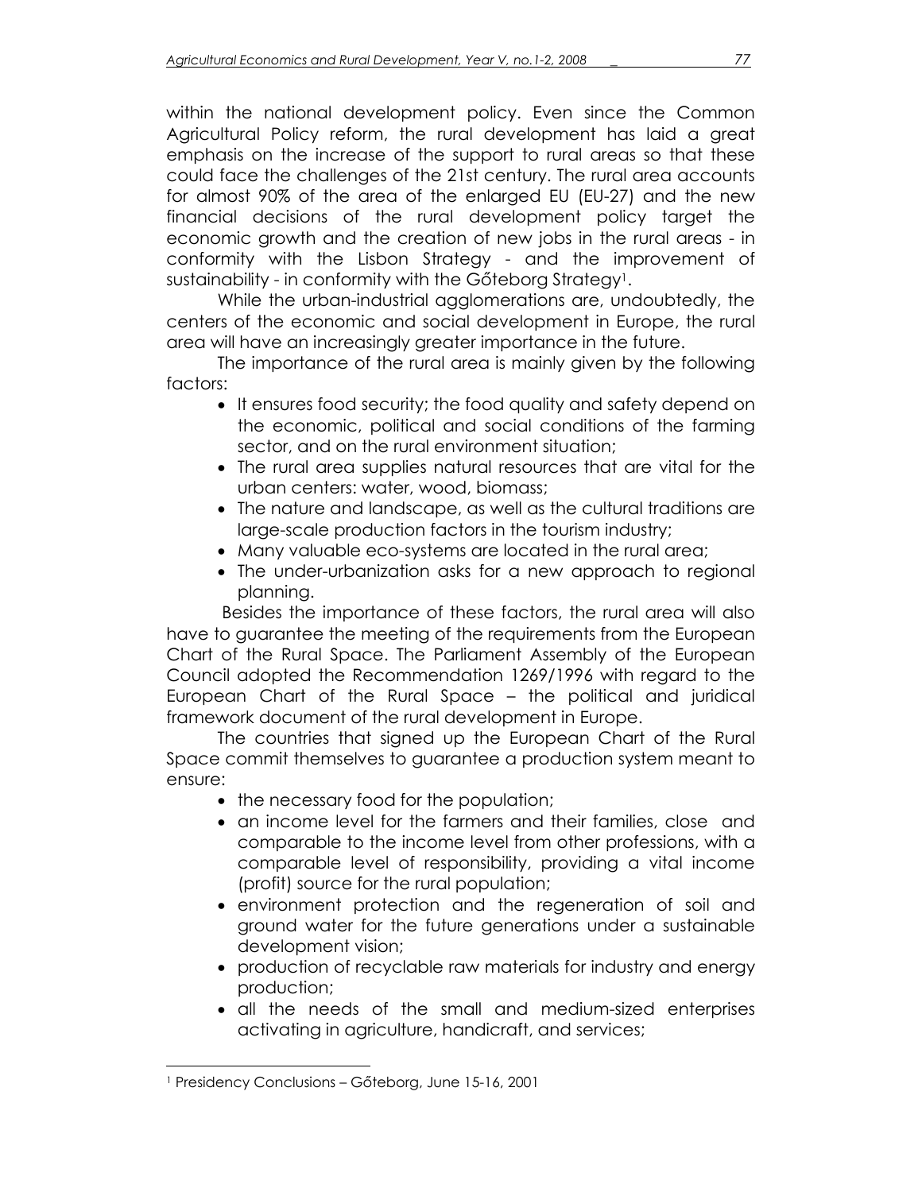within the national development policy. Even since the Common Agricultural Policy reform, the rural development has laid a great emphasis on the increase of the support to rural areas so that these could face the challenges of the 21st century. The rural area accounts for almost 90% of the area of the enlarged EU (EU-27) and the new financial decisions of the rural development policy target the economic growth and the creation of new jobs in the rural areas - in conformity with the Lisbon Strategy - and the improvement of sustainability - in conformity with the Gőteborg Strategy[1].

While the urban-industrial agglomerations are, undoubtedly, the centers of the economic and social development in Europe, the rural area will have an increasingly greater importance in the future.

The importance of the rural area is mainly given by the following factors:

- It ensures food security; the food quality and safety depend on the economic, political and social conditions of the farming sector, and on the rural environment situation;
- The rural area supplies natural resources that are vital for the urban centers: water, wood, biomass;
- The nature and landscape, as well as the cultural traditions are large-scale production factors in the tourism industry;
- Many valuable eco-systems are located in the rural area;
- The under-urbanization asks for a new approach to regional planning.

Besides the importance of these factors, the rural area will also have to guarantee the meeting of the requirements from the European Chart of the Rural Space. The Parliament Assembly of the European Council adopted the Recommendation 1269/1996 with regard to the European Chart of the Rural Space – the political and juridical framework document of the rural development in Europe.

The countries that signed up the European Chart of the Rural Space commit themselves to guarantee a production system meant to ensure:

- the necessary food for the population;
- an income level for the farmers and their families, close and comparable to the income level from other professions, with a comparable level of responsibility, providing a vital income (profit) source for the rural population;
- environment protection and the regeneration of soil and ground water for the future generations under a sustainable development vision;
- production of recyclable raw materials for industry and energy production;
- all the needs of the small and medium-sized enterprises activating in agriculture, handicraft, and services;

[1] Presidency Conclusions – Gőteborg, June 15-16, 2001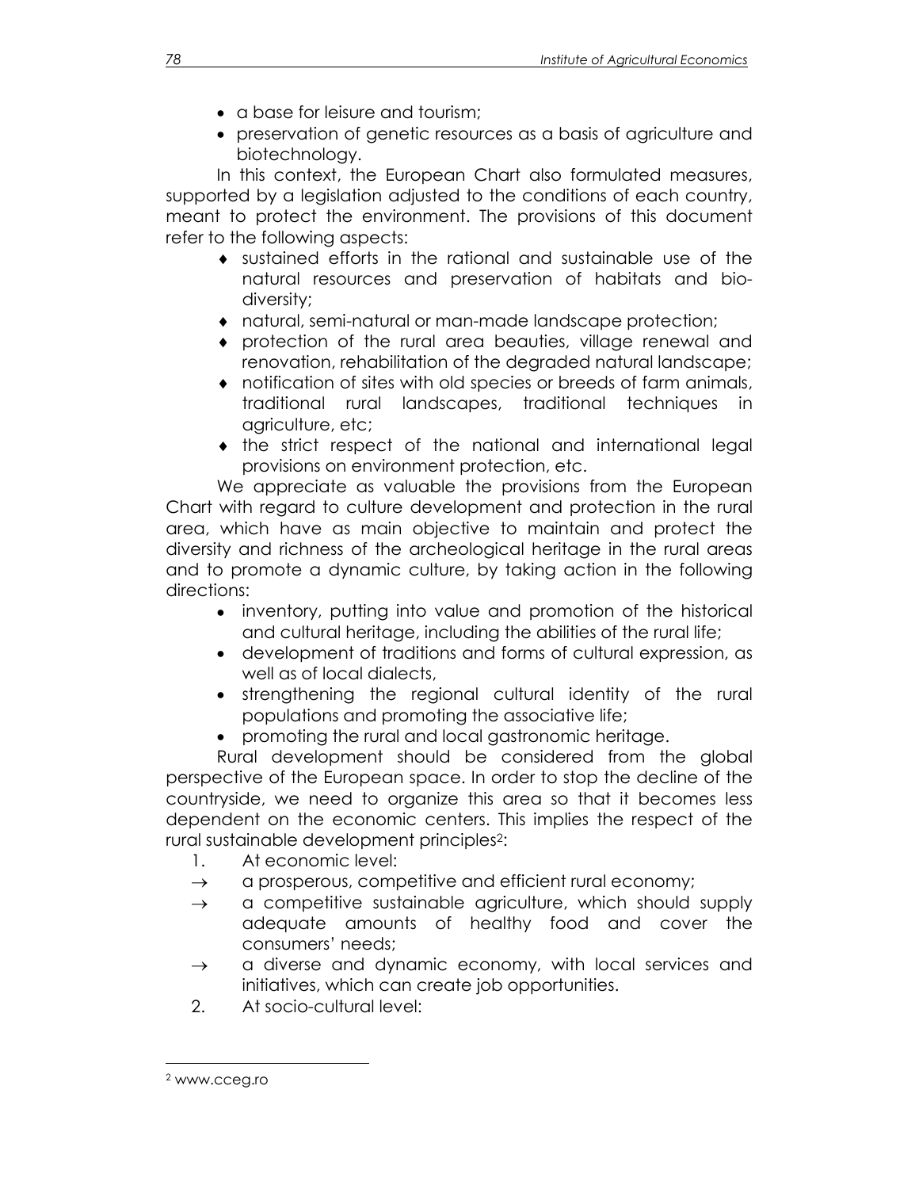- a base for leisure and tourism;
- preservation of genetic resources as a basis of agriculture and biotechnology.

In this context, the European Chart also formulated measures, supported by a legislation adjusted to the conditions of each country, meant to protect the environment. The provisions of this document refer to the following aspects:

- sustained efforts in the rational and sustainable use of the natural resources and preservation of habitats and biodiversity;
- natural, semi-natural or man-made landscape protection;
- protection of the rural area beauties, village renewal and renovation, rehabilitation of the degraded natural landscape;
- notification of sites with old species or breeds of farm animals, traditional rural landscapes, traditional techniques in agriculture, etc;
- the strict respect of the national and international legal provisions on environment protection, etc.

We appreciate as valuable the provisions from the European Chart with regard to culture development and protection in the rural area, which have as main objective to maintain and protect the diversity and richness of the archeological heritage in the rural areas and to promote a dynamic culture, by taking action in the following directions:

- inventory, putting into value and promotion of the historical and cultural heritage, including the abilities of the rural life;
- development of traditions and forms of cultural expression, as well as of local dialects,
- strengthening the regional cultural identity of the rural populations and promoting the associative life;
- promoting the rural and local gastronomic heritage.

Rural development should be considered from the global perspective of the European space. In order to stop the decline of the countryside, we need to organize this area so that it becomes less dependent on the economic centers. This implies the respect of the rural sustainable development principles[2]:

1. At economic level:

→ a prosperous, competitive and efficient rural economy;

→ a competitive sustainable agriculture, which should supply adequate amounts of healthy food and cover the consumers' needs;

→ a diverse and dynamic economy, with local services and initiatives, which can create job opportunities.

2. At socio-cultural level:

---

[2] www.cceg.ro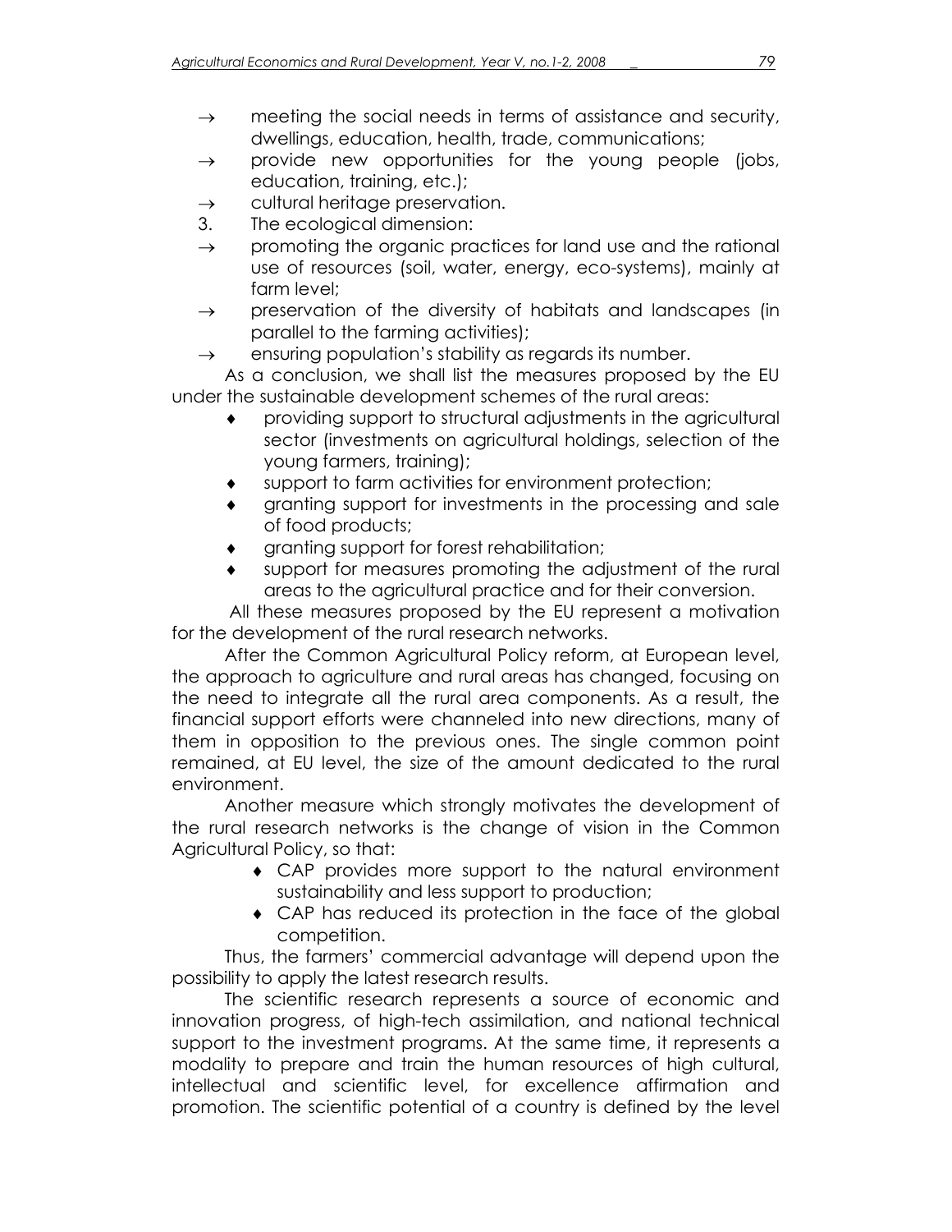- → meeting the social needs in terms of assistance and security, dwellings, education, health, trade, communications;
- → provide new opportunities for the young people (jobs, education, training, etc.);
- → cultural heritage preservation.

3. The ecological dimension:

- → promoting the organic practices for land use and the rational use of resources (soil, water, energy, eco-systems), mainly at farm level;
- → preservation of the diversity of habitats and landscapes (in parallel to the farming activities);
- → ensuring population's stability as regards its number.

As a conclusion, we shall list the measures proposed by the EU under the sustainable development schemes of the rural areas:

- ♦ providing support to structural adjustments in the agricultural sector (investments on agricultural holdings, selection of the young farmers, training);
- ♦ support to farm activities for environment protection;
- ♦ granting support for investments in the processing and sale of food products;
- ♦ granting support for forest rehabilitation;
- ♦ support for measures promoting the adjustment of the rural areas to the agricultural practice and for their conversion.

All these measures proposed by the EU represent a motivation for the development of the rural research networks.

After the Common Agricultural Policy reform, at European level, the approach to agriculture and rural areas has changed, focusing on the need to integrate all the rural area components. As a result, the financial support efforts were channeled into new directions, many of them in opposition to the previous ones. The single common point remained, at EU level, the size of the amount dedicated to the rural environment.

Another measure which strongly motivates the development of the rural research networks is the change of vision in the Common Agricultural Policy, so that:

- ♦ CAP provides more support to the natural environment sustainability and less support to production;
- ♦ CAP has reduced its protection in the face of the global competition.

Thus, the farmers' commercial advantage will depend upon the possibility to apply the latest research results.

The scientific research represents a source of economic and innovation progress, of high-tech assimilation, and national technical support to the investment programs. At the same time, it represents a modality to prepare and train the human resources of high cultural, intellectual and scientific level, for excellence affirmation and promotion. The scientific potential of a country is defined by the level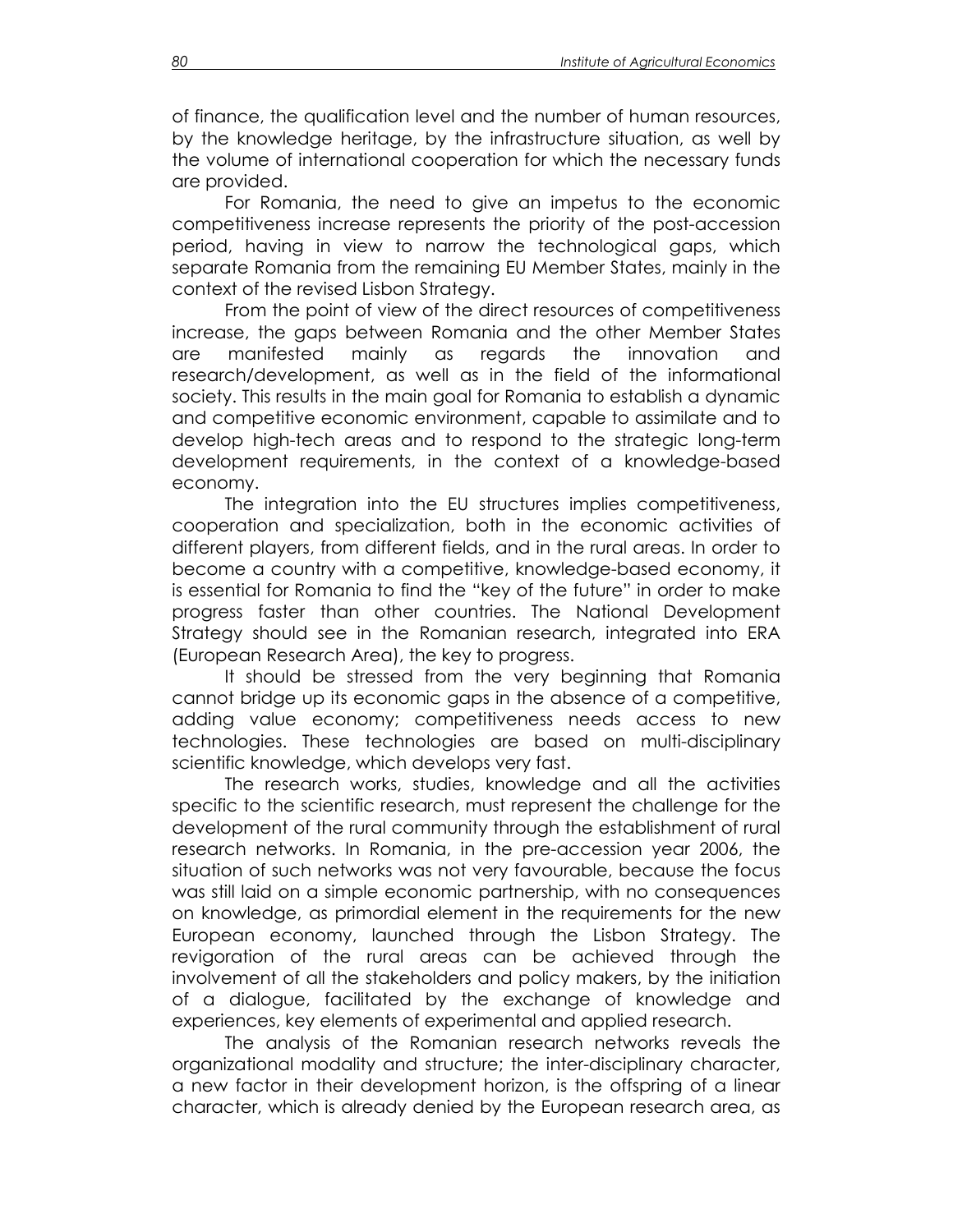of finance, the qualification level and the number of human resources, by the knowledge heritage, by the infrastructure situation, as well by the volume of international cooperation for which the necessary funds are provided.

For Romania, the need to give an impetus to the economic competitiveness increase represents the priority of the post-accession period, having in view to narrow the technological gaps, which separate Romania from the remaining EU Member States, mainly in the context of the revised Lisbon Strategy.

From the point of view of the direct resources of competitiveness increase, the gaps between Romania and the other Member States are manifested mainly as regards the innovation and research/development, as well as in the field of the informational society. This results in the main goal for Romania to establish a dynamic and competitive economic environment, capable to assimilate and to develop high-tech areas and to respond to the strategic long-term development requirements, in the context of a knowledge-based economy.

The integration into the EU structures implies competitiveness, cooperation and specialization, both in the economic activities of different players, from different fields, and in the rural areas. In order to become a country with a competitive, knowledge-based economy, it is essential for Romania to find the "key of the future" in order to make progress faster than other countries. The National Development Strategy should see in the Romanian research, integrated into ERA (European Research Area), the key to progress.

It should be stressed from the very beginning that Romania cannot bridge up its economic gaps in the absence of a competitive, adding value economy; competitiveness needs access to new technologies. These technologies are based on multi-disciplinary scientific knowledge, which develops very fast.

The research works, studies, knowledge and all the activities specific to the scientific research, must represent the challenge for the development of the rural community through the establishment of rural research networks. In Romania, in the pre-accession year 2006, the situation of such networks was not very favourable, because the focus was still laid on a simple economic partnership, with no consequences on knowledge, as primordial element in the requirements for the new European economy, launched through the Lisbon Strategy. The revigoration of the rural areas can be achieved through the involvement of all the stakeholders and policy makers, by the initiation of a dialogue, facilitated by the exchange of knowledge and experiences, key elements of experimental and applied research.

The analysis of the Romanian research networks reveals the organizational modality and structure; the inter-disciplinary character, a new factor in their development horizon, is the offspring of a linear character, which is already denied by the European research area, as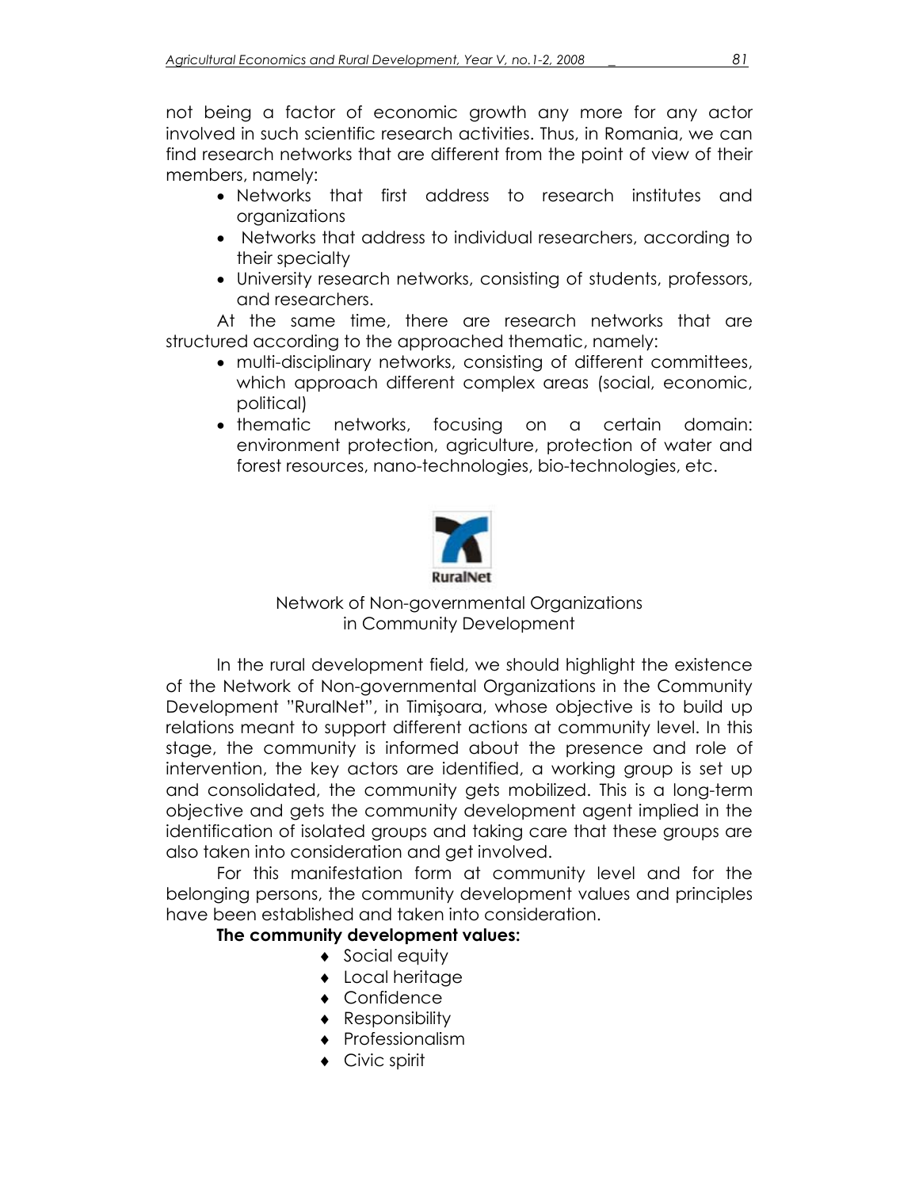not being a factor of economic growth any more for any actor involved in such scientific research activities. Thus, in Romania, we can find research networks that are different from the point of view of their members, namely:

- Networks that first address to research institutes and organizations
- Networks that address to individual researchers, according to their specialty
- University research networks, consisting of students, professors, and researchers.

At the same time, there are research networks that are structured according to the approached thematic, namely:

- multi-disciplinary networks, consisting of different committees, which approach different complex areas (social, economic, political)
- thematic networks, focusing on a certain domain: environment protection, agriculture, protection of water and forest resources, nano-technologies, bio-technologies, etc.

RuralNet

Network of Non-governmental Organizations in Community Development

In the rural development field, we should highlight the existence of the Network of Non-governmental Organizations in the Community Development "RuralNet", in Timişoara, whose objective is to build up relations meant to support different actions at community level. In this stage, the community is informed about the presence and role of intervention, the key actors are identified, a working group is set up and consolidated, the community gets mobilized. This is a long-term objective and gets the community development agent implied in the identification of isolated groups and taking care that these groups are also taken into consideration and get involved.

For this manifestation form at community level and for the belonging persons, the community development values and principles have been established and taken into consideration.

**The community development values:**

- ♦ Social equity
- ♦ Local heritage
- ♦ Confidence
- ♦ Responsibility
- ♦ Professionalism
- ♦ Civic spirit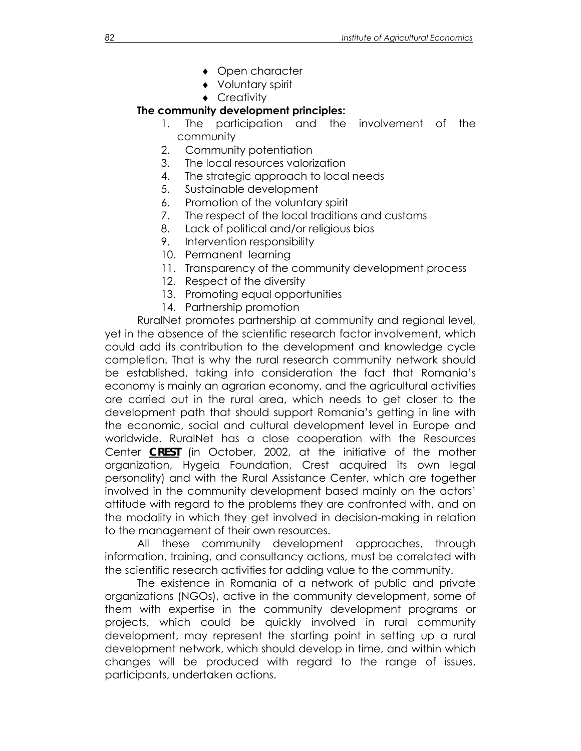- Open character
- Voluntary spirit
- Creativity

**The community development principles:**

1. The participation and the involvement of the community
2. Community potentiation
3. The local resources valorization
4. The strategic approach to local needs
5. Sustainable development
6. Promotion of the voluntary spirit
7. The respect of the local traditions and customs
8. Lack of political and/or religious bias
9. Intervention responsibility
10. Permanent learning
11. Transparency of the community development process
12. Respect of the diversity
13. Promoting equal opportunities
14. Partnership promotion

RuralNet promotes partnership at community and regional level, yet in the absence of the scientific research factor involvement, which could add its contribution to the development and knowledge cycle completion. That is why the rural research community network should be established, taking into consideration the fact that Romania's economy is mainly an agrarian economy, and the agricultural activities are carried out in the rural area, which needs to get closer to the development path that should support Romania's getting in line with the economic, social and cultural development level in Europe and worldwide. RuralNet has a close cooperation with the Resources Center ***CREST*** (in October, 2002, at the initiative of the mother organization, Hygeia Foundation, Crest acquired its own legal personality) and with the Rural Assistance Center, which are together involved in the community development based mainly on the actors' attitude with regard to the problems they are confronted with, and on the modality in which they get involved in decision-making in relation to the management of their own resources.

All these community development approaches, through information, training, and consultancy actions, must be correlated with the scientific research activities for adding value to the community.

The existence in Romania of a network of public and private organizations (NGOs), active in the community development, some of them with expertise in the community development programs or projects, which could be quickly involved in rural community development, may represent the starting point in setting up a rural development network, which should develop in time, and within which changes will be produced with regard to the range of issues, participants, undertaken actions.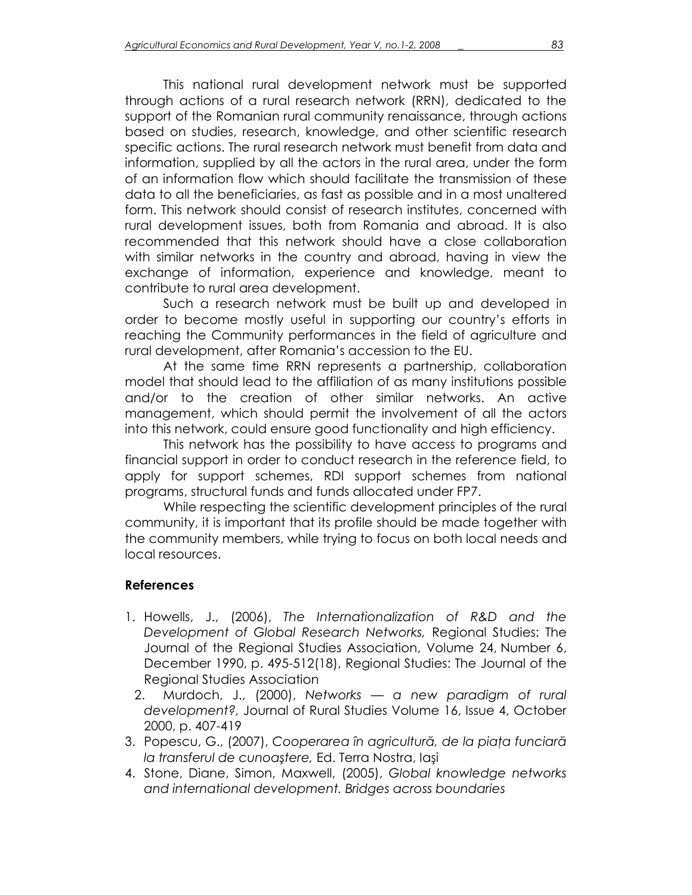This national rural development network must be supported through actions of a rural research network (RRN), dedicated to the support of the Romanian rural community renaissance, through actions based on studies, research, knowledge, and other scientific research specific actions. The rural research network must benefit from data and information, supplied by all the actors in the rural area, under the form of an information flow which should facilitate the transmission of these data to all the beneficiaries, as fast as possible and in a most unaltered form. This network should consist of research institutes, concerned with rural development issues, both from Romania and abroad. It is also recommended that this network should have a close collaboration with similar networks in the country and abroad, having in view the exchange of information, experience and knowledge, meant to contribute to rural area development.

Such a research network must be built up and developed in order to become mostly useful in supporting our country's efforts in reaching the Community performances in the field of agriculture and rural development, after Romania's accession to the EU.

At the same time RRN represents a partnership, collaboration model that should lead to the affiliation of as many institutions possible and/or to the creation of other similar networks. An active management, which should permit the involvement of all the actors into this network, could ensure good functionality and high efficiency.

This network has the possibility to have access to programs and financial support in order to conduct research in the reference field, to apply for support schemes, RDI support schemes from national programs, structural funds and funds allocated under FP7.

While respecting the scientific development principles of the rural community, it is important that its profile should be made together with the community members, while trying to focus on both local needs and local resources.

## References

1. Howells, J., (2006), *The Internationalization of R&D and the Development of Global Research Networks,* Regional Studies: The Journal of the Regional Studies Association, Volume 24, Number 6, December 1990, p. 495-512(18), Regional Studies: The Journal of the Regional Studies Association
2. Murdoch, J., (2000), *Networks — a new paradigm of rural development?,* Journal of Rural Studies Volume 16, Issue 4, October 2000, p. 407-419
3. Popescu, G., (2007), *Cooperarea în agricultură, de la piața funciară la transferul de cunoaştere,* Ed. Terra Nostra, Iaşi
4. Stone, Diane, Simon, Maxwell, (2005), *Global knowledge networks and international development. Bridges across boundaries*